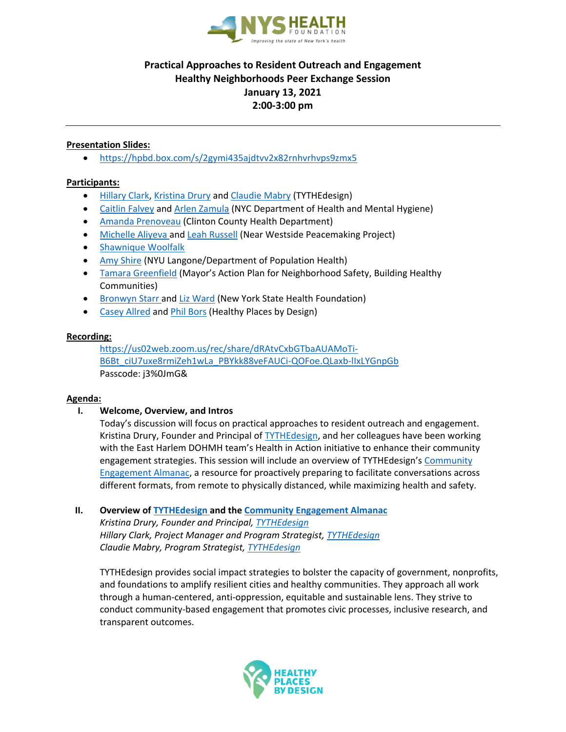# Practical Approaches to Resident Outreach and Engagement
## Healthy Neighborhoods Peer Exchange Session
## January 13, 2021
## 2:00-3:00 pm

---

**Presentation Slides:**

- https://hpbd.box.com/s/2gymi435ajdtvv2x82rnhvrhvps9zmx5

**Participants:**

- Hillary Clark, Kristina Drury and Claudie Mabry (TYTHEdesign)
- Caitlin Falvey and Arlen Zamula (NYC Department of Health and Mental Hygiene)
- Amanda Prenoveau (Clinton County Health Department)
- Michelle Aliyeva and Leah Russell (Near Westside Peacemaking Project)
- Shawnique Woolfalk
- Amy Shire (NYU Langone/Department of Population Health)
- Tamara Greenfield (Mayor's Action Plan for Neighborhood Safety, Building Healthy Communities)
- Bronwyn Starr and Liz Ward (New York State Health Foundation)
- Casey Allred and Phil Bors (Healthy Places by Design)

**Recording:**

https://us02web.zoom.us/rec/share/dRAtvCxbGTbaAUAMoTi-B6Bt_ciU7uxe8rmiZeh1wLa_PBYkk88veFAUCi-QOFoe.QLaxb-lIxLYGnpGb
Passcode: j3%0JmG&

**Agenda:**

I. **Welcome, Overview, and Intros**
Today's discussion will focus on practical approaches to resident outreach and engagement. Kristina Drury, Founder and Principal of TYTHEdesign, and her colleagues have been working with the East Harlem DOHMH team's Health in Action initiative to enhance their community engagement strategies. This session will include an overview of TYTHEdesign's Community Engagement Almanac, a resource for proactively preparing to facilitate conversations across different formats, from remote to physically distanced, while maximizing health and safety.

II. **Overview of TYTHEdesign and the Community Engagement Almanac**
*Kristina Drury, Founder and Principal, TYTHEdesign*
*Hillary Clark, Project Manager and Program Strategist, TYTHEdesign*
*Claudie Mabry, Program Strategist, TYTHEdesign*

TYTHEdesign provides social impact strategies to bolster the capacity of government, nonprofits, and foundations to amplify resilient cities and healthy communities. They approach all work through a human-centered, anti-oppression, equitable and sustainable lens. They strive to conduct community-based engagement that promotes civic processes, inclusive research, and transparent outcomes.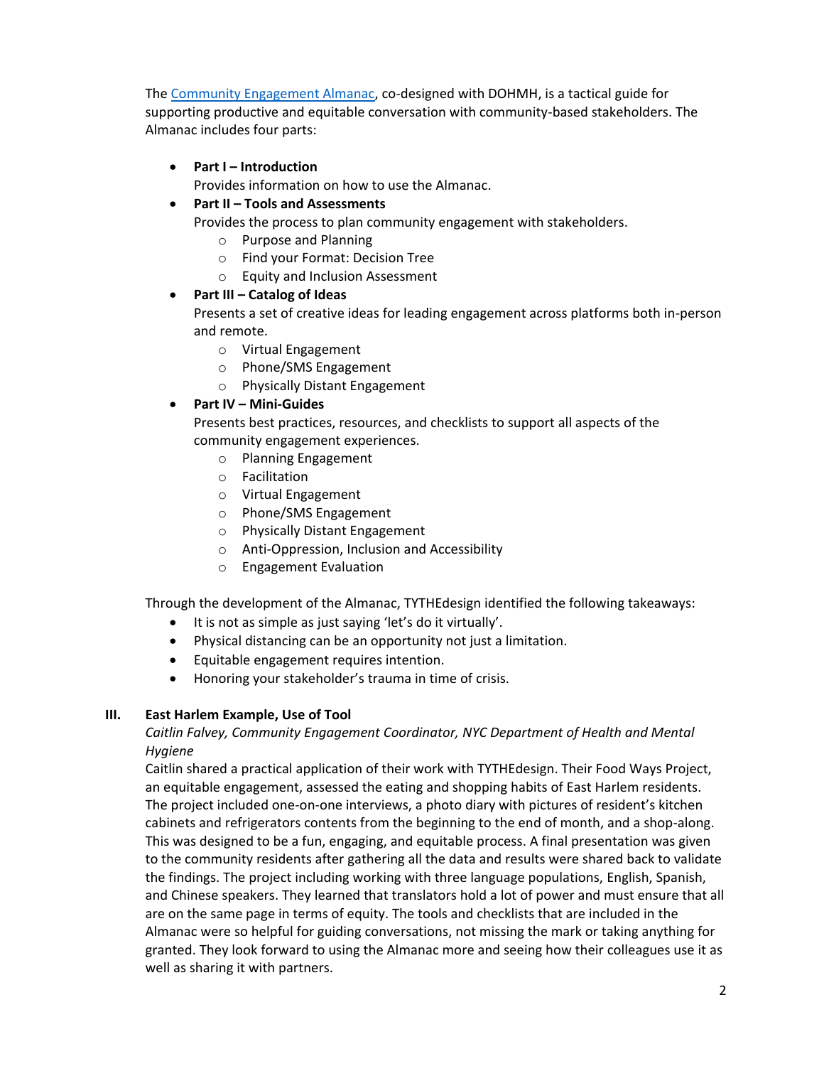The [Community Engagement Almanac](#), co-designed with DOHMH, is a tactical guide for supporting productive and equitable conversation with community-based stakeholders. The Almanac includes four parts:

- **Part I – Introduction**
  Provides information on how to use the Almanac.
- **Part II – Tools and Assessments**
  Provides the process to plan community engagement with stakeholders.
  - Purpose and Planning
  - Find your Format: Decision Tree
  - Equity and Inclusion Assessment
- **Part III – Catalog of Ideas**
  Presents a set of creative ideas for leading engagement across platforms both in-person and remote.
  - Virtual Engagement
  - Phone/SMS Engagement
  - Physically Distant Engagement
- **Part IV – Mini-Guides**
  Presents best practices, resources, and checklists to support all aspects of the community engagement experiences.
  - Planning Engagement
  - Facilitation
  - Virtual Engagement
  - Phone/SMS Engagement
  - Physically Distant Engagement
  - Anti-Oppression, Inclusion and Accessibility
  - Engagement Evaluation

Through the development of the Almanac, TYTHEdesign identified the following takeaways:

- It is not as simple as just saying 'let's do it virtually'.
- Physical distancing can be an opportunity not just a limitation.
- Equitable engagement requires intention.
- Honoring your stakeholder's trauma in time of crisis.

## III. East Harlem Example, Use of Tool

*Caitlin Falvey, Community Engagement Coordinator, NYC Department of Health and Mental Hygiene*

Caitlin shared a practical application of their work with TYTHEdesign. Their Food Ways Project, an equitable engagement, assessed the eating and shopping habits of East Harlem residents. The project included one-on-one interviews, a photo diary with pictures of resident's kitchen cabinets and refrigerators contents from the beginning to the end of month, and a shop-along. This was designed to be a fun, engaging, and equitable process. A final presentation was given to the community residents after gathering all the data and results were shared back to validate the findings. The project including working with three language populations, English, Spanish, and Chinese speakers. They learned that translators hold a lot of power and must ensure that all are on the same page in terms of equity. The tools and checklists that are included in the Almanac were so helpful for guiding conversations, not missing the mark or taking anything for granted. They look forward to using the Almanac more and seeing how their colleagues use it as well as sharing it with partners.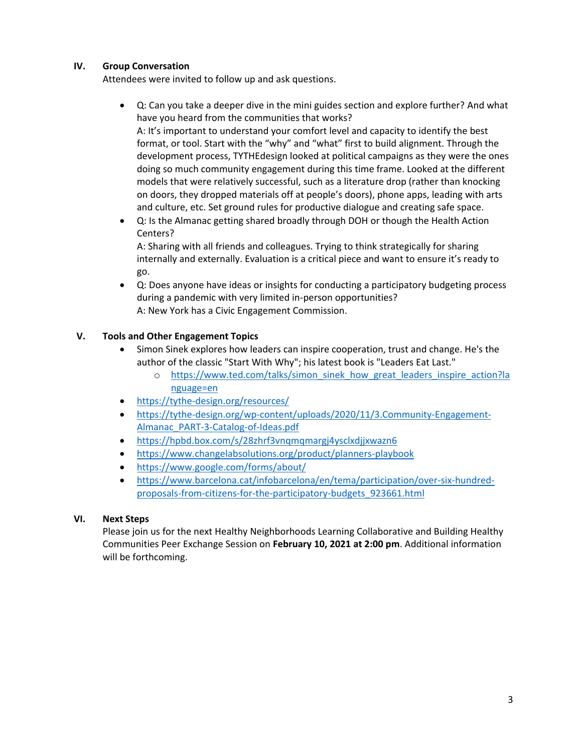## IV. Group Conversation

Attendees were invited to follow up and ask questions.

- Q: Can you take a deeper dive in the mini guides section and explore further? And what have you heard from the communities that works?
  A: It's important to understand your comfort level and capacity to identify the best format, or tool. Start with the "why" and "what" first to build alignment. Through the development process, TYTHEdesign looked at political campaigns as they were the ones doing so much community engagement during this time frame. Looked at the different models that were relatively successful, such as a literature drop (rather than knocking on doors, they dropped materials off at people's doors), phone apps, leading with arts and culture, etc. Set ground rules for productive dialogue and creating safe space.
- Q: Is the Almanac getting shared broadly through DOH or though the Health Action Centers?
  A: Sharing with all friends and colleagues. Trying to think strategically for sharing internally and externally. Evaluation is a critical piece and want to ensure it's ready to go.
- Q: Does anyone have ideas or insights for conducting a participatory budgeting process during a pandemic with very limited in-person opportunities?
  A: New York has a Civic Engagement Commission.

## V. Tools and Other Engagement Topics

- Simon Sinek explores how leaders can inspire cooperation, trust and change. He's the author of the classic "Start With Why"; his latest book is "Leaders Eat Last."
  - https://www.ted.com/talks/simon_sinek_how_great_leaders_inspire_action?language=en
- https://tythe-design.org/resources/
- https://tythe-design.org/wp-content/uploads/2020/11/3.Community-Engagement-Almanac_PART-3-Catalog-of-Ideas.pdf
- https://hpbd.box.com/s/28zhrf3vnqmqmargj4ysclxdjjxwazn6
- https://www.changelabsolutions.org/product/planners-playbook
- https://www.google.com/forms/about/
- https://www.barcelona.cat/infobarcelona/en/tema/participation/over-six-hundred-proposals-from-citizens-for-the-participatory-budgets_923661.html

## VI. Next Steps

Please join us for the next Healthy Neighborhoods Learning Collaborative and Building Healthy Communities Peer Exchange Session on **February 10, 2021 at 2:00 pm**. Additional information will be forthcoming.